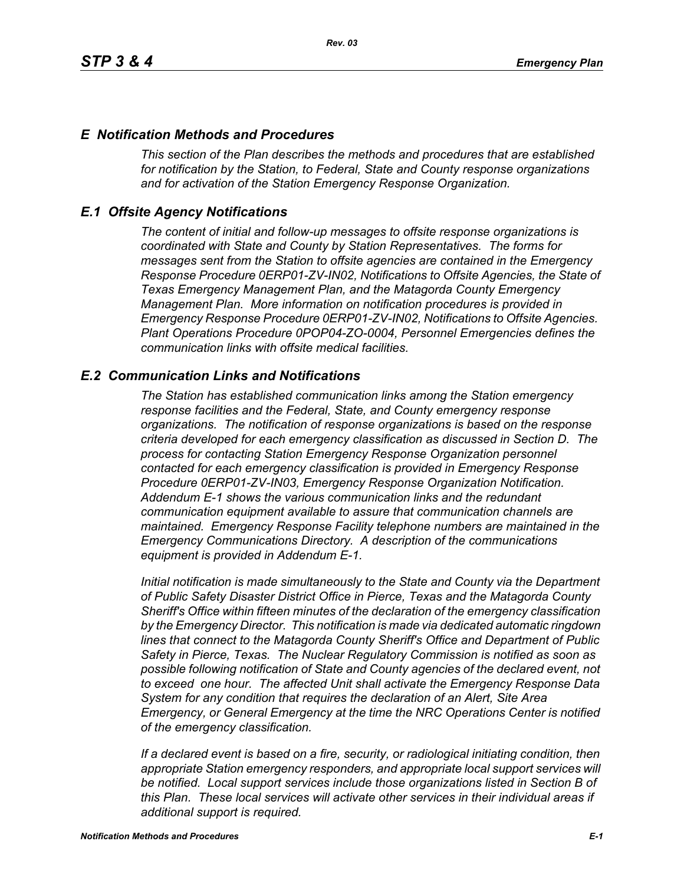## *E Notification Methods and Procedures*

*This section of the Plan describes the methods and procedures that are established for notification by the Station, to Federal, State and County response organizations and for activation of the Station Emergency Response Organization.*

## *E.1 Offsite Agency Notifications*

*The content of initial and follow-up messages to offsite response organizations is coordinated with State and County by Station Representatives. The forms for messages sent from the Station to offsite agencies are contained in the Emergency Response Procedure 0ERP01-ZV-IN02, Notifications to Offsite Agencies, the State of Texas Emergency Management Plan, and the Matagorda County Emergency Management Plan. More information on notification procedures is provided in Emergency Response Procedure 0ERP01-ZV-IN02, Notifications to Offsite Agencies. Plant Operations Procedure 0POP04-ZO-0004, Personnel Emergencies defines the communication links with offsite medical facilities.*

## *E.2 Communication Links and Notifications*

*The Station has established communication links among the Station emergency response facilities and the Federal, State, and County emergency response organizations. The notification of response organizations is based on the response criteria developed for each emergency classification as discussed in Section D. The process for contacting Station Emergency Response Organization personnel contacted for each emergency classification is provided in Emergency Response Procedure 0ERP01-ZV-IN03, Emergency Response Organization Notification. Addendum E-1 shows the various communication links and the redundant communication equipment available to assure that communication channels are maintained. Emergency Response Facility telephone numbers are maintained in the Emergency Communications Directory. A description of the communications equipment is provided in Addendum E-1.*

*Initial notification is made simultaneously to the State and County via the Department of Public Safety Disaster District Office in Pierce, Texas and the Matagorda County Sheriff's Office within fifteen minutes of the declaration of the emergency classification by the Emergency Director. This notification is made via dedicated automatic ringdown lines that connect to the Matagorda County Sheriff's Office and Department of Public Safety in Pierce, Texas. The Nuclear Regulatory Commission is notified as soon as possible following notification of State and County agencies of the declared event, not to exceed one hour. The affected Unit shall activate the Emergency Response Data System for any condition that requires the declaration of an Alert, Site Area Emergency, or General Emergency at the time the NRC Operations Center is notified of the emergency classification.*

*If a declared event is based on a fire, security, or radiological initiating condition, then appropriate Station emergency responders, and appropriate local support services will be notified. Local support services include those organizations listed in Section B of this Plan. These local services will activate other services in their individual areas if additional support is required.*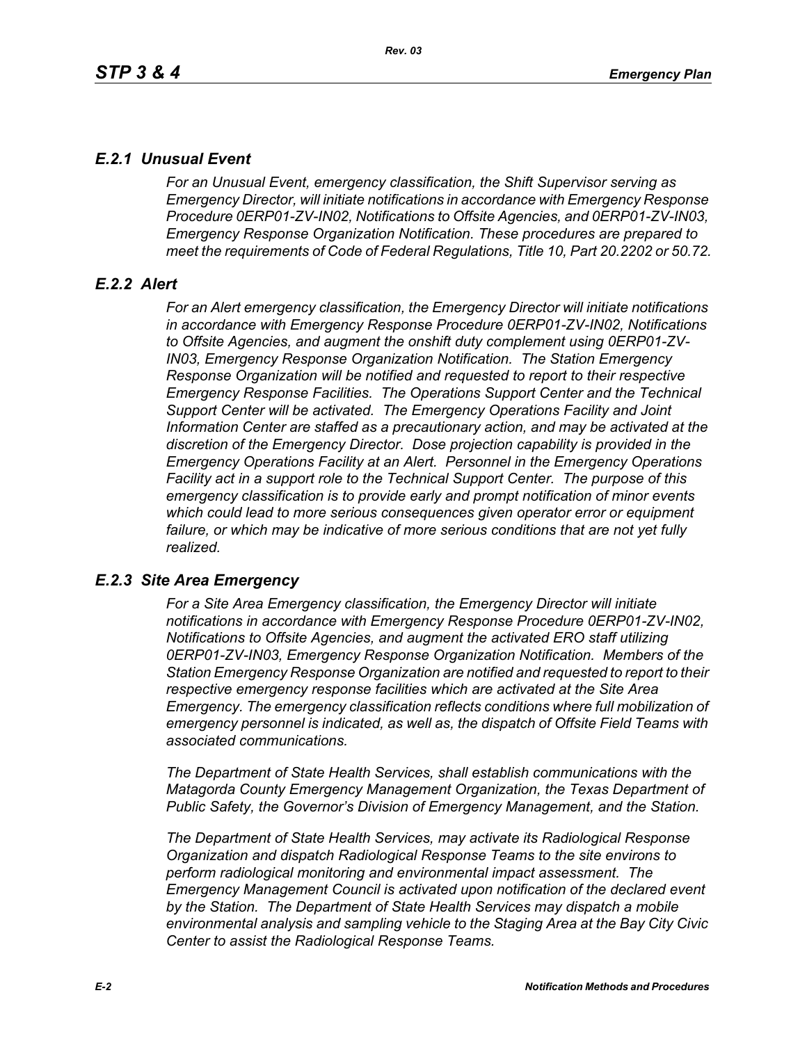### *E.2.1 Unusual Event*

*For an Unusual Event, emergency classification, the Shift Supervisor serving as Emergency Director, will initiate notifications in accordance with Emergency Response Procedure 0ERP01-ZV-IN02, Notifications to Offsite Agencies, and 0ERP01-ZV-IN03, Emergency Response Organization Notification. These procedures are prepared to meet the requirements of Code of Federal Regulations, Title 10, Part 20.2202 or 50.72.*

### *E.2.2 Alert*

*For an Alert emergency classification, the Emergency Director will initiate notifications in accordance with Emergency Response Procedure 0ERP01-ZV-IN02, Notifications to Offsite Agencies, and augment the onshift duty complement using 0ERP01-ZV-IN03, Emergency Response Organization Notification. The Station Emergency Response Organization will be notified and requested to report to their respective Emergency Response Facilities. The Operations Support Center and the Technical Support Center will be activated. The Emergency Operations Facility and Joint Information Center are staffed as a precautionary action, and may be activated at the discretion of the Emergency Director. Dose projection capability is provided in the Emergency Operations Facility at an Alert. Personnel in the Emergency Operations Facility act in a support role to the Technical Support Center. The purpose of this emergency classification is to provide early and prompt notification of minor events which could lead to more serious consequences given operator error or equipment failure, or which may be indicative of more serious conditions that are not yet fully realized.*

### *E.2.3 Site Area Emergency*

*For a Site Area Emergency classification, the Emergency Director will initiate notifications in accordance with Emergency Response Procedure 0ERP01-ZV-IN02, Notifications to Offsite Agencies, and augment the activated ERO staff utilizing 0ERP01-ZV-IN03, Emergency Response Organization Notification. Members of the Station Emergency Response Organization are notified and requested to report to their respective emergency response facilities which are activated at the Site Area Emergency. The emergency classification reflects conditions where full mobilization of emergency personnel is indicated, as well as, the dispatch of Offsite Field Teams with associated communications.*

*The Department of State Health Services, shall establish communications with the Matagorda County Emergency Management Organization, the Texas Department of Public Safety, the Governor's Division of Emergency Management, and the Station.*

*The Department of State Health Services, may activate its Radiological Response Organization and dispatch Radiological Response Teams to the site environs to perform radiological monitoring and environmental impact assessment. The Emergency Management Council is activated upon notification of the declared event by the Station. The Department of State Health Services may dispatch a mobile environmental analysis and sampling vehicle to the Staging Area at the Bay City Civic Center to assist the Radiological Response Teams.*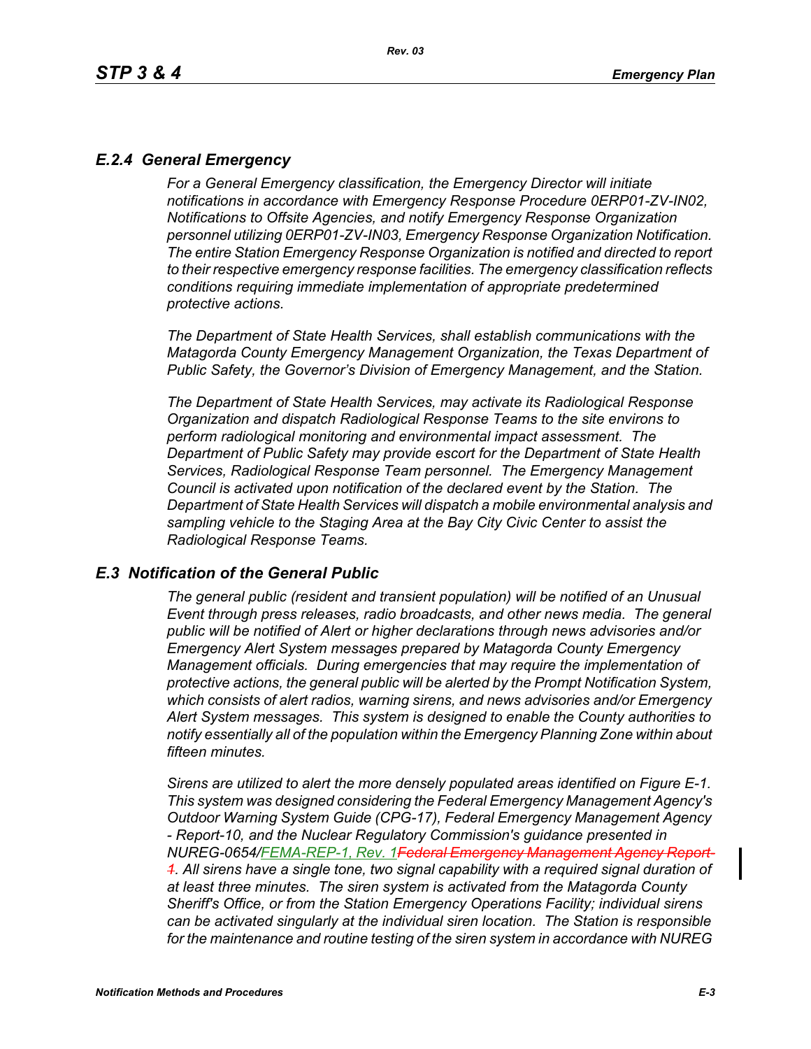## E.2.4 General Emergency

*For a General Emergency classification, the Emergency Director will initiate notifications in accordance with Emergency Response Procedure 0ERP01-ZV-IN02, Notifications to Offsite Agencies, and notify Emergency Response Organization personnel utilizing 0ERP01-ZV-IN03, Emergency Response Organization Notification. The entire Station Emergency Response Organization is notified and directed to report to their respective emergency response facilities. The emergency classification reflects conditions requiring immediate implementation of appropriate predetermined protective actions.*

*The Department of State Health Services, shall establish communications with the Matagorda County Emergency Management Organization, the Texas Department of Public Safety, the Governor's Division of Emergency Management, and the Station.*

*The Department of State Health Services, may activate its Radiological Response Organization and dispatch Radiological Response Teams to the site environs to perform radiological monitoring and environmental impact assessment. The Department of Public Safety may provide escort for the Department of State Health Services, Radiological Response Team personnel. The Emergency Management Council is activated upon notification of the declared event by the Station. The Department of State Health Services will dispatch a mobile environmental analysis and sampling vehicle to the Staging Area at the Bay City Civic Center to assist the Radiological Response Teams.*

## E.3 Notification of the General Public

*The general public (resident and transient population) will be notified of an Unusual Event through press releases, radio broadcasts, and other news media. The general public will be notified of Alert or higher declarations through news advisories and/or Emergency Alert System messages prepared by Matagorda County Emergency Management officials. During emergencies that may require the implementation of protective actions, the general public will be alerted by the Prompt Notification System, which consists of alert radios, warning sirens, and news advisories and/or Emergency Alert System messages. This system is designed to enable the County authorities to notify essentially all of the population within the Emergency Planning Zone within about fifteen minutes.*

*Sirens are utilized to alert the more densely populated areas identified on Figure E-1. This system was designed considering the Federal Emergency Management Agency's Outdoor Warning System Guide (CPG-17), Federal Emergency Management Agency - Report-10, and the Nuclear Regulatory Commission's guidance presented in NUREG-0654/FEMA-REP-1, Rev. 1~~Federal Emergency Management Agency Report-1~~. All sirens have a single tone, two signal capability with a required signal duration of at least three minutes. The siren system is activated from the Matagorda County Sheriff's Office, or from the Station Emergency Operations Facility; individual sirens can be activated singularly at the individual siren location. The Station is responsible for the maintenance and routine testing of the siren system in accordance with NUREG*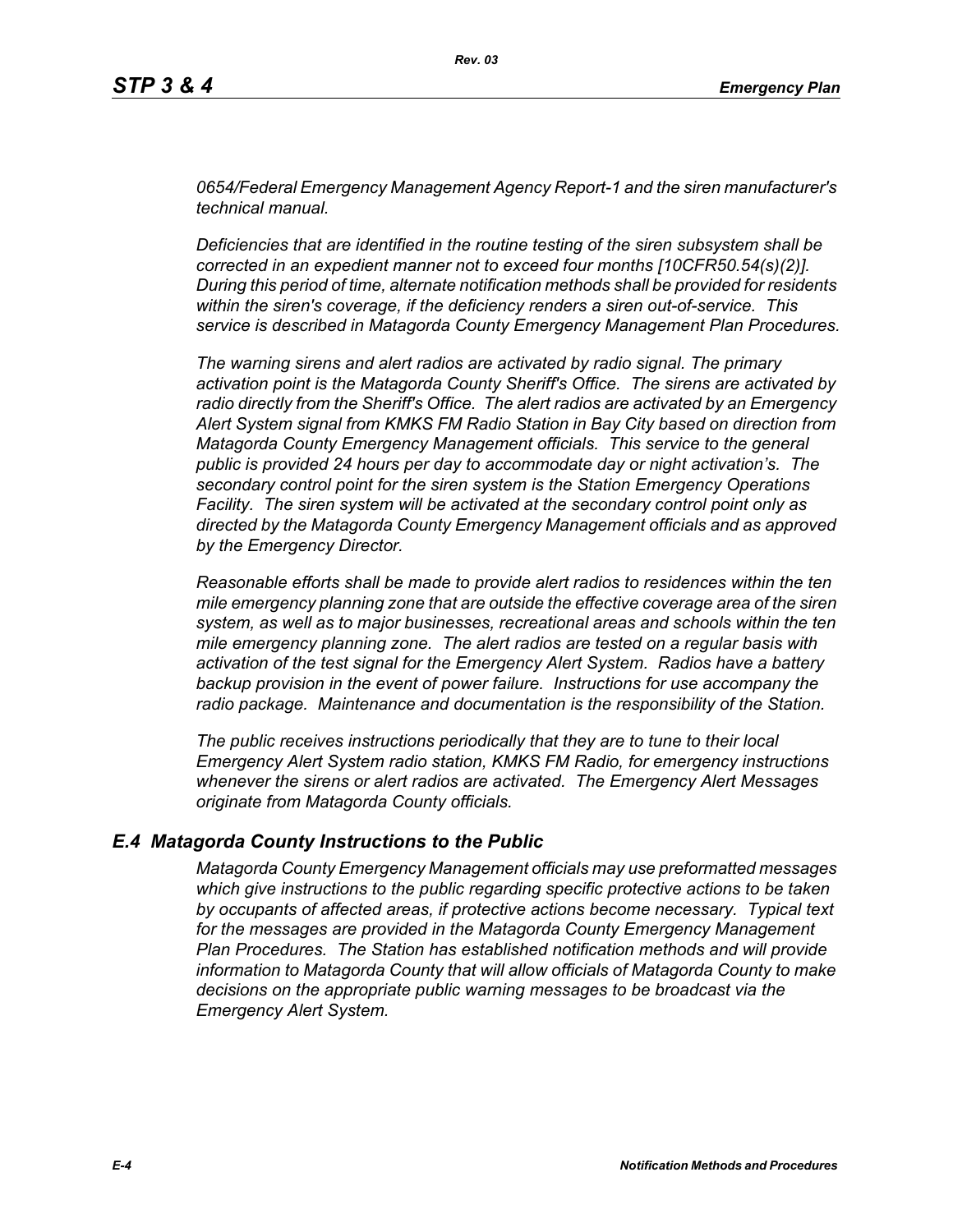*0654/Federal Emergency Management Agency Report-1 and the siren manufacturer's technical manual.*

*Deficiencies that are identified in the routine testing of the siren subsystem shall be corrected in an expedient manner not to exceed four months [10CFR50.54(s)(2)]. During this period of time, alternate notification methods shall be provided for residents within the siren's coverage, if the deficiency renders a siren out-of-service. This service is described in Matagorda County Emergency Management Plan Procedures.*

*The warning sirens and alert radios are activated by radio signal. The primary activation point is the Matagorda County Sheriff's Office. The sirens are activated by radio directly from the Sheriff's Office. The alert radios are activated by an Emergency Alert System signal from KMKS FM Radio Station in Bay City based on direction from Matagorda County Emergency Management officials. This service to the general public is provided 24 hours per day to accommodate day or night activation's. The secondary control point for the siren system is the Station Emergency Operations Facility. The siren system will be activated at the secondary control point only as directed by the Matagorda County Emergency Management officials and as approved by the Emergency Director.*

*Reasonable efforts shall be made to provide alert radios to residences within the ten mile emergency planning zone that are outside the effective coverage area of the siren system, as well as to major businesses, recreational areas and schools within the ten mile emergency planning zone. The alert radios are tested on a regular basis with activation of the test signal for the Emergency Alert System. Radios have a battery backup provision in the event of power failure. Instructions for use accompany the radio package. Maintenance and documentation is the responsibility of the Station.*

*The public receives instructions periodically that they are to tune to their local Emergency Alert System radio station, KMKS FM Radio, for emergency instructions whenever the sirens or alert radios are activated. The Emergency Alert Messages originate from Matagorda County officials.*

## *E.4 Matagorda County Instructions to the Public*

*Matagorda County Emergency Management officials may use preformatted messages which give instructions to the public regarding specific protective actions to be taken by occupants of affected areas, if protective actions become necessary. Typical text for the messages are provided in the Matagorda County Emergency Management Plan Procedures. The Station has established notification methods and will provide information to Matagorda County that will allow officials of Matagorda County to make decisions on the appropriate public warning messages to be broadcast via the Emergency Alert System.*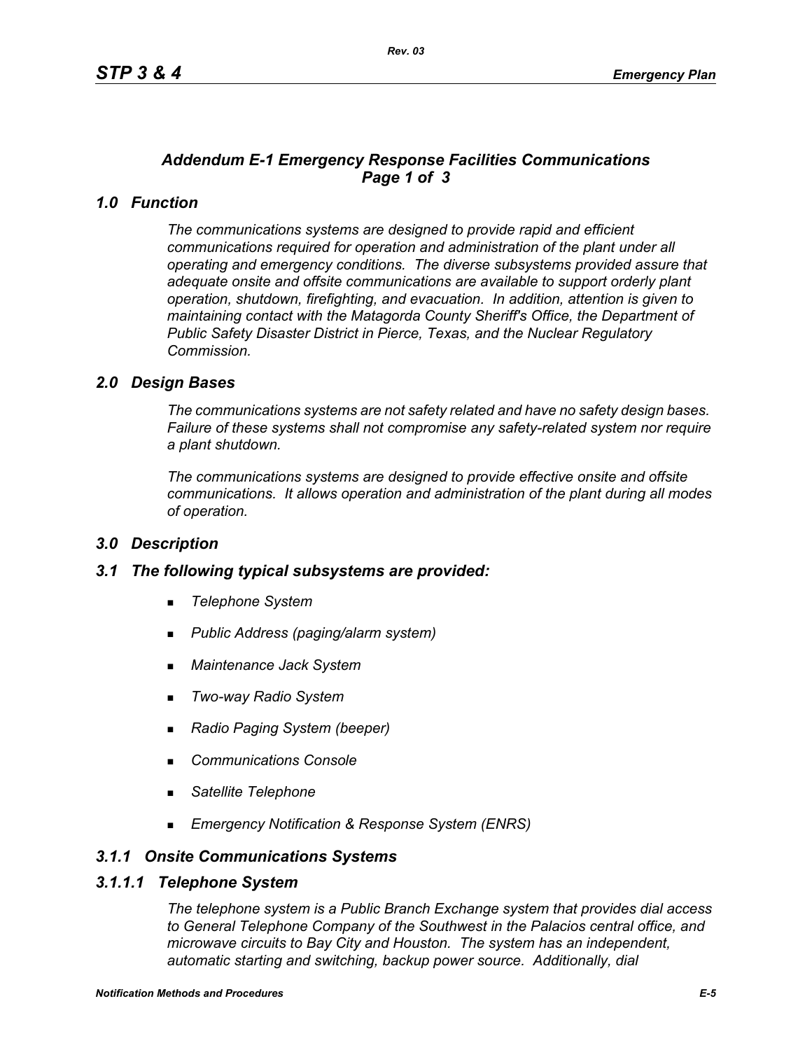## *Addendum E-1 Emergency Response Facilities Communications Page 1 of 3*

### *1.0 Function*

*The communications systems are designed to provide rapid and efficient communications required for operation and administration of the plant under all operating and emergency conditions. The diverse subsystems provided assure that adequate onsite and offsite communications are available to support orderly plant operation, shutdown, firefighting, and evacuation. In addition, attention is given to maintaining contact with the Matagorda County Sheriff's Office, the Department of Public Safety Disaster District in Pierce, Texas, and the Nuclear Regulatory Commission.*

### *2.0 Design Bases*

*The communications systems are not safety related and have no safety design bases. Failure of these systems shall not compromise any safety-related system nor require a plant shutdown.*

*The communications systems are designed to provide effective onsite and offsite communications. It allows operation and administration of the plant during all modes of operation.*

### *3.0 Description*

### *3.1 The following typical subsystems are provided:*

- *Telephone System*
- *Public Address (paging/alarm system)*
- *Maintenance Jack System*
- *Two-way Radio System*
- *Radio Paging System (beeper)*
- *Communications Console*
- *Satellite Telephone*
- *Emergency Notification & Response System (ENRS)*

### *3.1.1 Onsite Communications Systems*

### *3.1.1.1 Telephone System*

*The telephone system is a Public Branch Exchange system that provides dial access to General Telephone Company of the Southwest in the Palacios central office, and microwave circuits to Bay City and Houston. The system has an independent, automatic starting and switching, backup power source. Additionally, dial*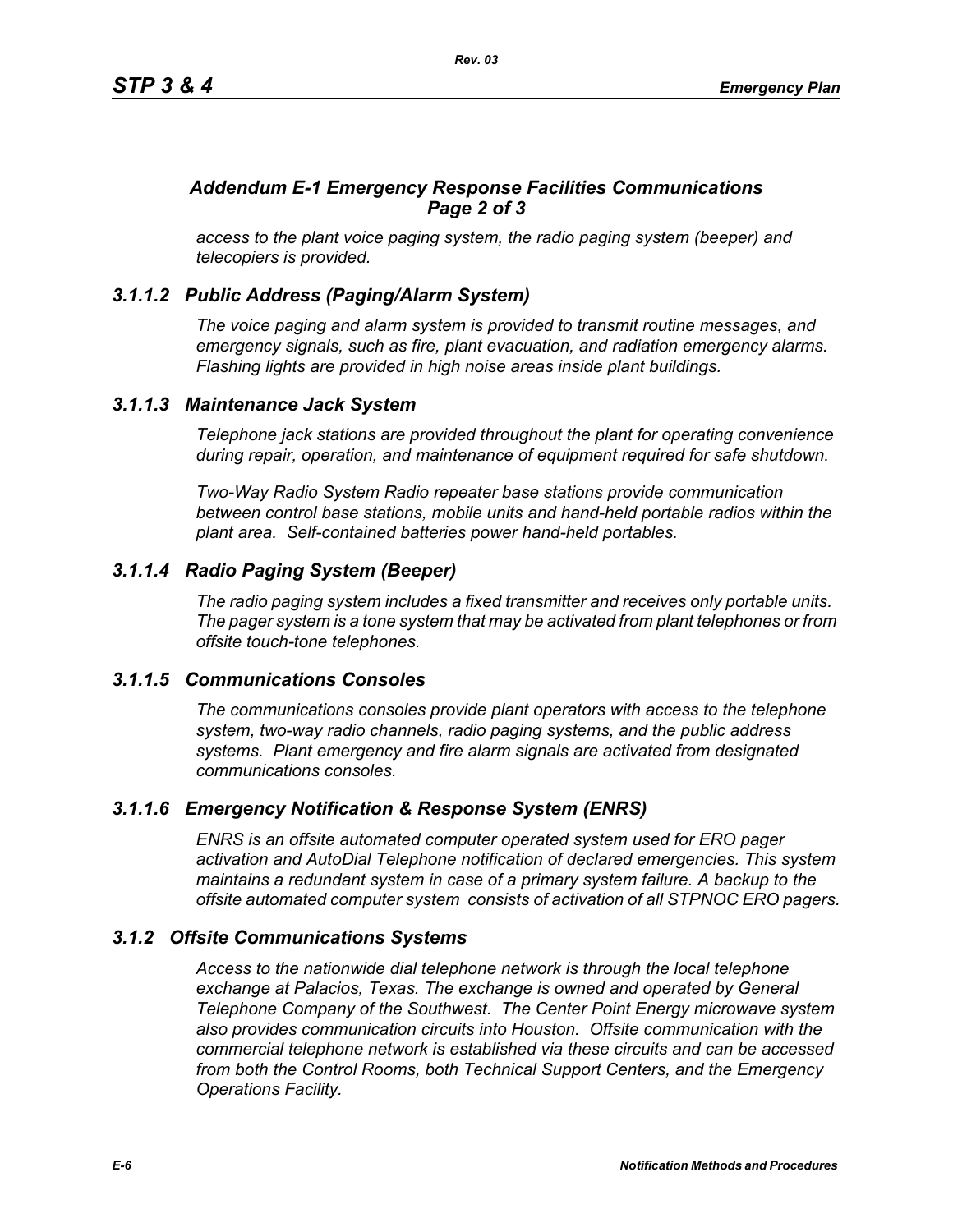## *Addendum E-1 Emergency Response Facilities Communications Page 2 of 3*

*access to the plant voice paging system, the radio paging system (beeper) and telecopiers is provided.*

### *3.1.1.2 Public Address (Paging/Alarm System)*

*The voice paging and alarm system is provided to transmit routine messages, and emergency signals, such as fire, plant evacuation, and radiation emergency alarms. Flashing lights are provided in high noise areas inside plant buildings.*

### *3.1.1.3 Maintenance Jack System*

*Telephone jack stations are provided throughout the plant for operating convenience during repair, operation, and maintenance of equipment required for safe shutdown.*

*Two-Way Radio System Radio repeater base stations provide communication between control base stations, mobile units and hand-held portable radios within the plant area. Self-contained batteries power hand-held portables.*

### *3.1.1.4 Radio Paging System (Beeper)*

*The radio paging system includes a fixed transmitter and receives only portable units. The pager system is a tone system that may be activated from plant telephones or from offsite touch-tone telephones.*

### *3.1.1.5 Communications Consoles*

*The communications consoles provide plant operators with access to the telephone system, two-way radio channels, radio paging systems, and the public address systems. Plant emergency and fire alarm signals are activated from designated communications consoles.*

### *3.1.1.6 Emergency Notification & Response System (ENRS)*

*ENRS is an offsite automated computer operated system used for ERO pager activation and AutoDial Telephone notification of declared emergencies. This system maintains a redundant system in case of a primary system failure. A backup to the offsite automated computer system consists of activation of all STPNOC ERO pagers.*

### *3.1.2 Offsite Communications Systems*

*Access to the nationwide dial telephone network is through the local telephone exchange at Palacios, Texas. The exchange is owned and operated by General Telephone Company of the Southwest. The Center Point Energy microwave system also provides communication circuits into Houston. Offsite communication with the commercial telephone network is established via these circuits and can be accessed from both the Control Rooms, both Technical Support Centers, and the Emergency Operations Facility.*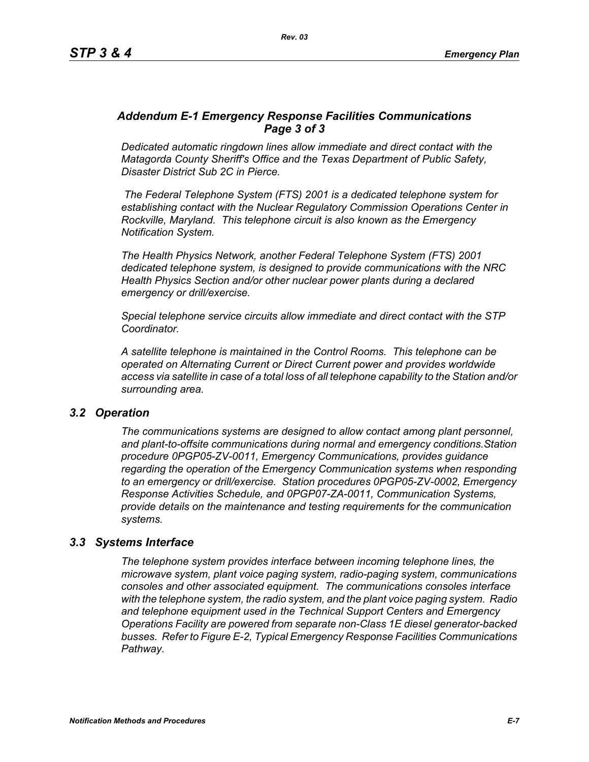## *Addendum E-1 Emergency Response Facilities Communications Page 3 of 3*

*Dedicated automatic ringdown lines allow immediate and direct contact with the Matagorda County Sheriff's Office and the Texas Department of Public Safety, Disaster District Sub 2C in Pierce.*

*The Federal Telephone System (FTS) 2001 is a dedicated telephone system for establishing contact with the Nuclear Regulatory Commission Operations Center in Rockville, Maryland. This telephone circuit is also known as the Emergency Notification System.*

*The Health Physics Network, another Federal Telephone System (FTS) 2001 dedicated telephone system, is designed to provide communications with the NRC Health Physics Section and/or other nuclear power plants during a declared emergency or drill/exercise.*

*Special telephone service circuits allow immediate and direct contact with the STP Coordinator.*

*A satellite telephone is maintained in the Control Rooms. This telephone can be operated on Alternating Current or Direct Current power and provides worldwide access via satellite in case of a total loss of all telephone capability to the Station and/or surrounding area.*

### *3.2 Operation*

*The communications systems are designed to allow contact among plant personnel, and plant-to-offsite communications during normal and emergency conditions.Station procedure 0PGP05-ZV-0011, Emergency Communications, provides guidance regarding the operation of the Emergency Communication systems when responding to an emergency or drill/exercise. Station procedures 0PGP05-ZV-0002, Emergency Response Activities Schedule, and 0PGP07-ZA-0011, Communication Systems, provide details on the maintenance and testing requirements for the communication systems.*

### *3.3 Systems Interface*

*The telephone system provides interface between incoming telephone lines, the microwave system, plant voice paging system, radio-paging system, communications consoles and other associated equipment. The communications consoles interface with the telephone system, the radio system, and the plant voice paging system. Radio and telephone equipment used in the Technical Support Centers and Emergency Operations Facility are powered from separate non-Class 1E diesel generator-backed busses. Refer to Figure E-2, Typical Emergency Response Facilities Communications Pathway.*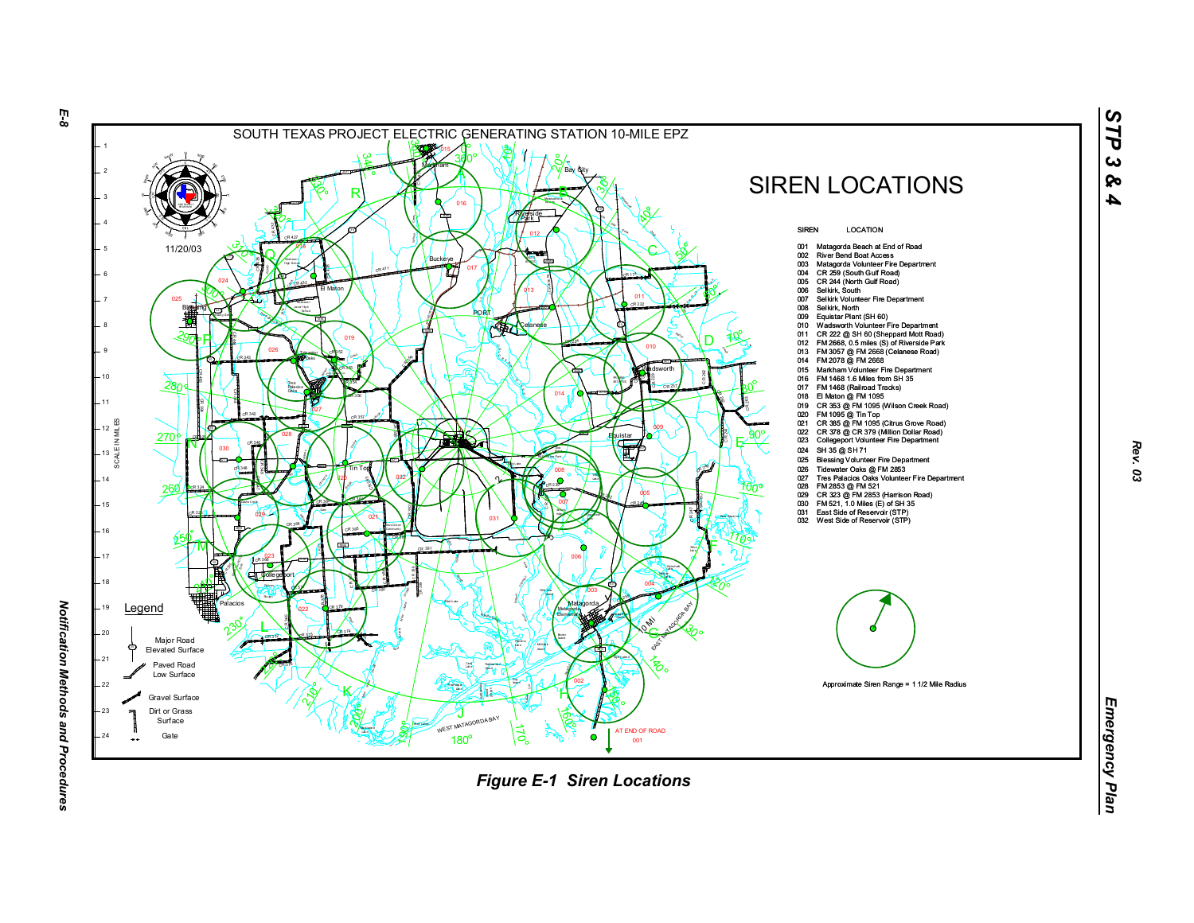SOUTH TEXAS PROJECT ELECTRIC GENERATING STATION 10-MILE EPZ

# SIREN LOCATIONS

| SIREN | LOCATION |
|---|---|
| 001 | Matagorda Beach at End of Road |
| 002 | River Bend Boat Access |
| 003 | Matagorda Volunteer Fire Department |
| 004 | CR 259 (South Gulf Road) |
| 005 | CR 244 (North Gulf Road) |
| 006 | Selkirk, South |
| 007 | Selkirk Volunteer Fire Department |
| 008 | Selkirk, North |
| 009 | Equistar Plant (SH 60) |
| 010 | Wadsworth Volunteer Fire Department |
| 011 | CR 222 @ SH 60 (Sheppard Mott Road) |
| 012 | FM 2668, 0.5 miles (S) of Riverside Park |
| 013 | FM 3057 @ FM 2668 (Celanese Road) |
| 014 | FM 2078 @ FM 2668 |
| 015 | Markham Volunteer Fire Department |
| 016 | FM 1468 1.6 Miles from SH 35 |
| 017 | FM 1468 (Railroad Tracks) |
| 018 | El Maton @ FM 1095 |
| 019 | CR 353 @ FM 1095 (Wilson Creek Road) |
| 020 | FM 1095 @ Tin Top |
| 021 | CR 385 @ FM 1095 (Citrus Grove Road) |
| 022 | CR 378 @ CR 379 (Million Dollar Road) |
| 023 | Collegeport Volunteer Fire Department |
| 024 | SH 35 @ SH 71 |
| 025 | Blessing Volunteer Fire Department |
| 026 | Tidewater Oaks @ FM 2853 |
| 027 | Tres Palacios Oaks Volunteer Fire Department |
| 028 | FM 2853 @ FM 521 |
| 029 | CR 323 @ FM 2853 (Harrison Road) |
| 030 | FM 521, 1.0 Miles (E) of SH 35 |
| 031 | East Side of Reservoir (STP) |
| 032 | West Side of Reservoir (STP) |

11/20/03

Approximate Siren Range = 1 1/2 Mile Radius

Legend

- Major Road Elevated Surface
- Paved Road Low Surface
- Gravel Surface
- Dirt or Grass Surface
- Gate

*Figure E-1 Siren Locations*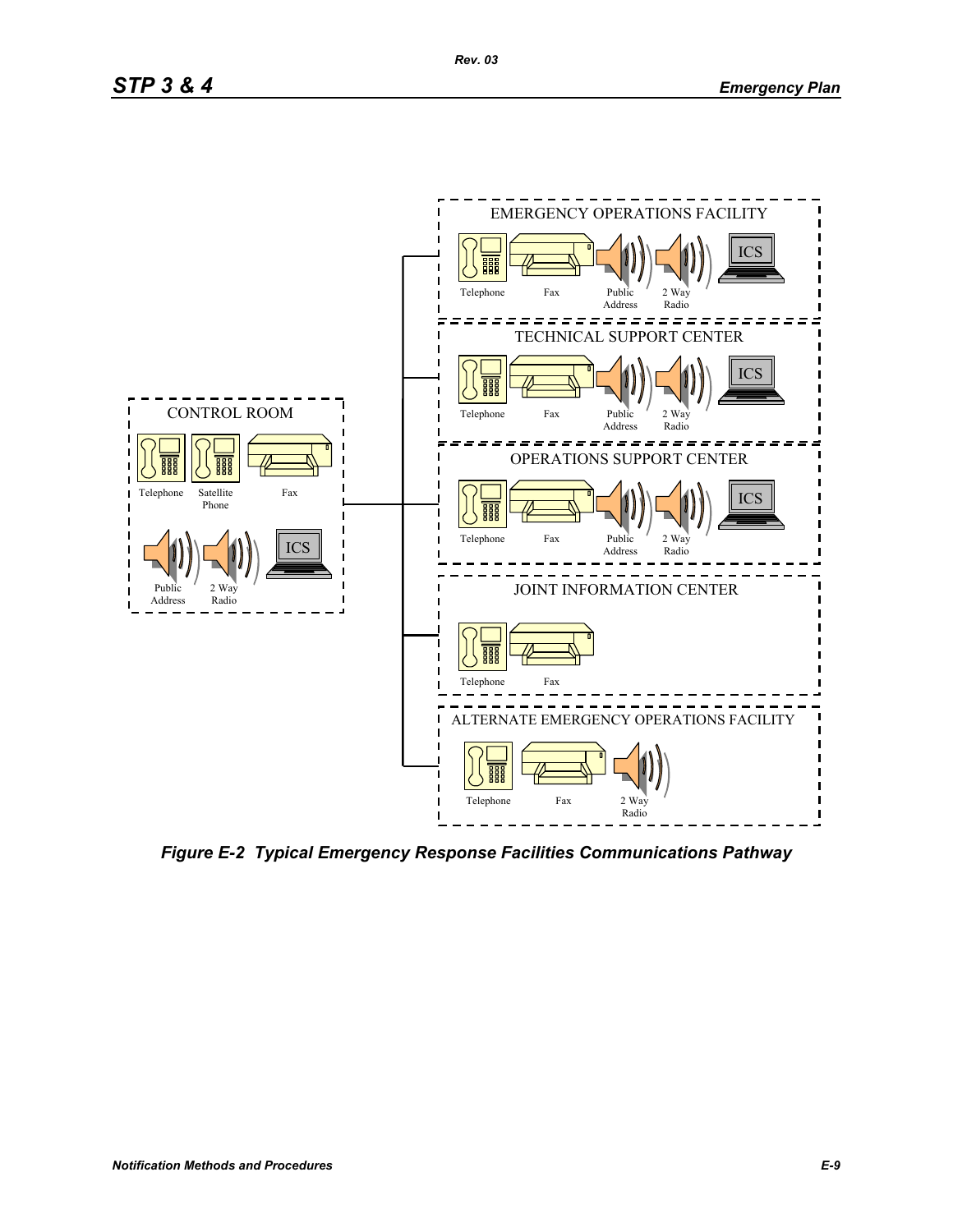CONTROL ROOM

Telephone, Satellite Phone, Fax, Public Address, 2 Way Radio, ICS

EMERGENCY OPERATIONS FACILITY

Telephone, Fax, Public Address, 2 Way Radio, ICS

TECHNICAL SUPPORT CENTER

Telephone, Fax, Public Address, 2 Way Radio, ICS

OPERATIONS SUPPORT CENTER

Telephone, Fax, Public Address, 2 Way Radio, ICS

JOINT INFORMATION CENTER

Telephone, Fax

ALTERNATE EMERGENCY OPERATIONS FACILITY

Telephone, Fax, 2 Way Radio

***Figure E-2 Typical Emergency Response Facilities Communications Pathway***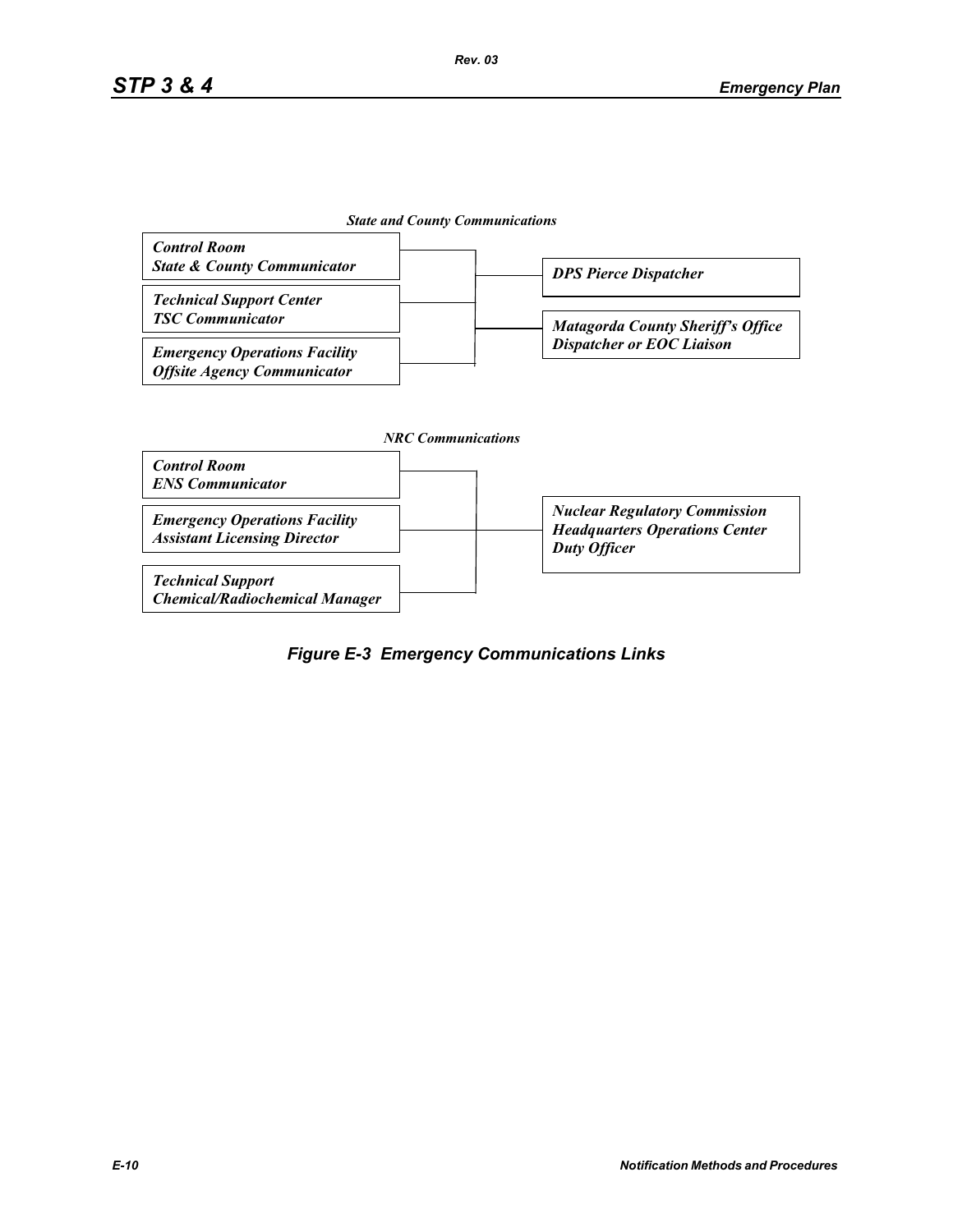*State and County Communications*

***Control Room***
***State & County Communicator***

***Technical Support Center***
***TSC Communicator***

***Emergency Operations Facility***
***Offsite Agency Communicator***

***DPS Pierce Dispatcher***

***Matagorda County Sheriff's Office***
***Dispatcher or EOC Liaison***

*NRC Communications*

***Control Room***
***ENS Communicator***

***Emergency Operations Facility***
***Assistant Licensing Director***

***Technical Support***
***Chemical/Radiochemical Manager***

***Nuclear Regulatory Commission***
***Headquarters Operations Center***
***Duty Officer***

***Figure E-3 Emergency Communications Links***